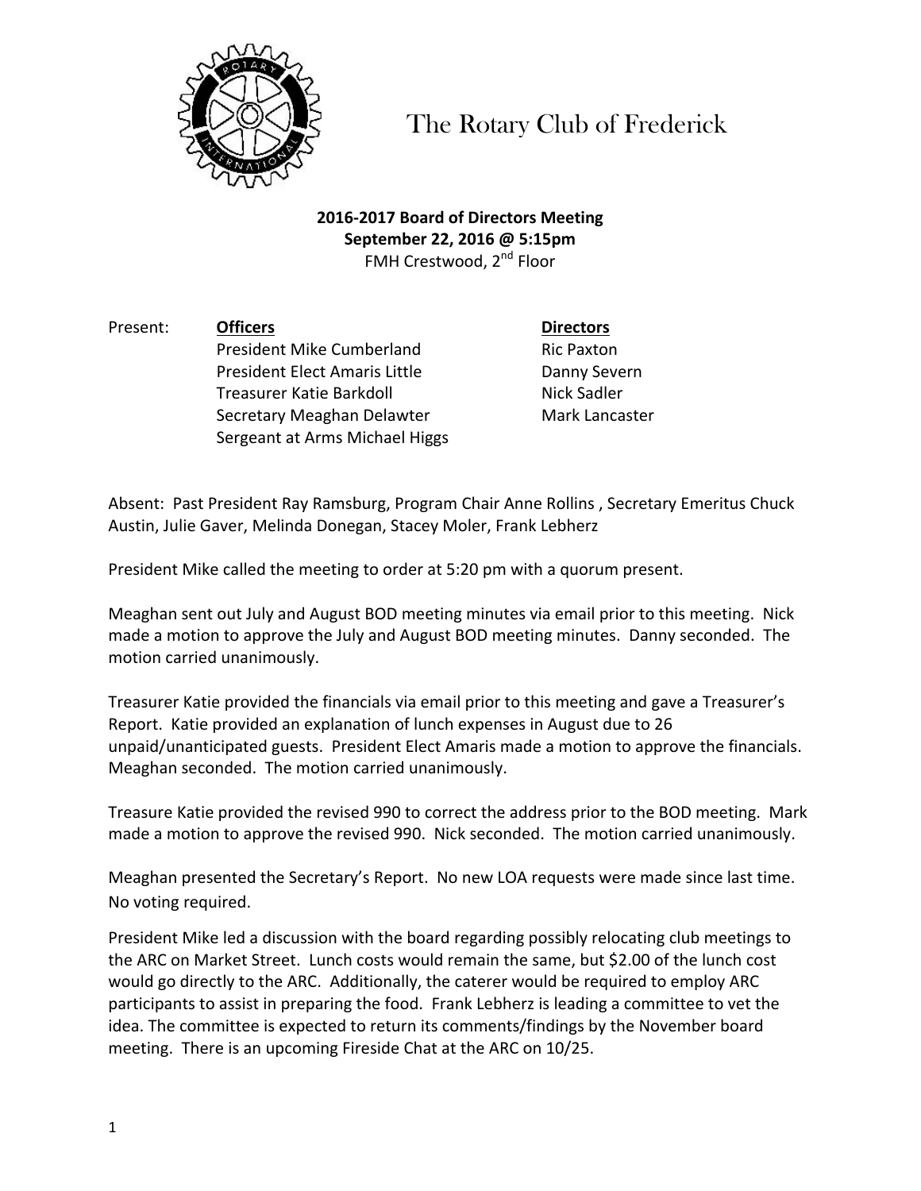# The Rotary Club of Frederick

**2016-2017 Board of Directors Meeting**
**September 22, 2016 @ 5:15pm**
FMH Crestwood, 2nd Floor

Present:

| **Officers** | **Directors** |
|---|---|
| President Mike Cumberland | Ric Paxton |
| President Elect Amaris Little | Danny Severn |
| Treasurer Katie Barkdoll | Nick Sadler |
| Secretary Meaghan Delawter | Mark Lancaster |
| Sergeant at Arms Michael Higgs | |

Absent: Past President Ray Ramsburg, Program Chair Anne Rollins , Secretary Emeritus Chuck Austin, Julie Gaver, Melinda Donegan, Stacey Moler, Frank Lebherz

President Mike called the meeting to order at 5:20 pm with a quorum present.

Meaghan sent out July and August BOD meeting minutes via email prior to this meeting. Nick made a motion to approve the July and August BOD meeting minutes. Danny seconded. The motion carried unanimously.

Treasurer Katie provided the financials via email prior to this meeting and gave a Treasurer's Report. Katie provided an explanation of lunch expenses in August due to 26 unpaid/unanticipated guests. President Elect Amaris made a motion to approve the financials. Meaghan seconded. The motion carried unanimously.

Treasure Katie provided the revised 990 to correct the address prior to the BOD meeting. Mark made a motion to approve the revised 990. Nick seconded. The motion carried unanimously.

Meaghan presented the Secretary's Report. No new LOA requests were made since last time. No voting required.

President Mike led a discussion with the board regarding possibly relocating club meetings to the ARC on Market Street. Lunch costs would remain the same, but $2.00 of the lunch cost would go directly to the ARC. Additionally, the caterer would be required to employ ARC participants to assist in preparing the food. Frank Lebherz is leading a committee to vet the idea. The committee is expected to return its comments/findings by the November board meeting. There is an upcoming Fireside Chat at the ARC on 10/25.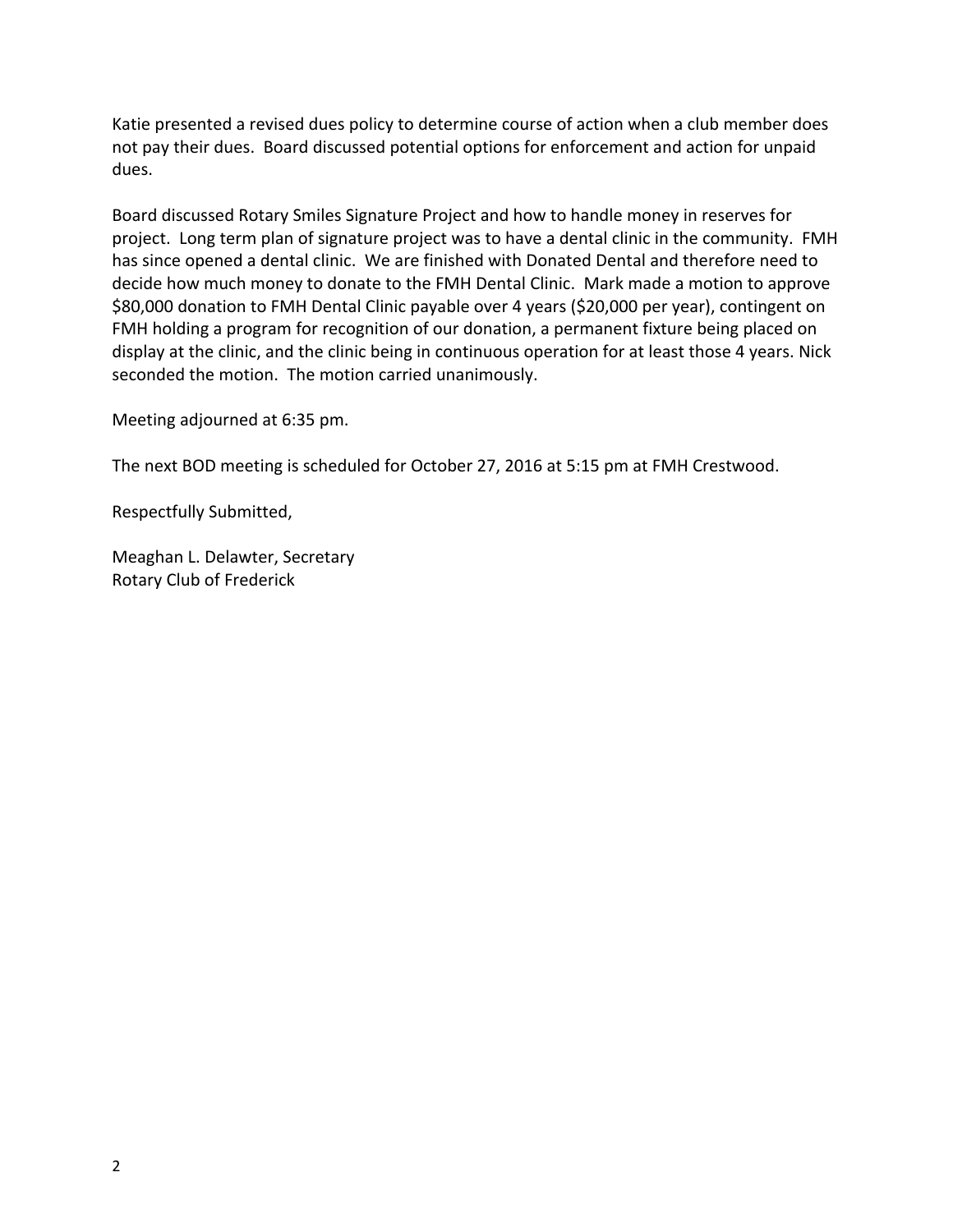Katie presented a revised dues policy to determine course of action when a club member does not pay their dues. Board discussed potential options for enforcement and action for unpaid dues.

Board discussed Rotary Smiles Signature Project and how to handle money in reserves for project. Long term plan of signature project was to have a dental clinic in the community. FMH has since opened a dental clinic. We are finished with Donated Dental and therefore need to decide how much money to donate to the FMH Dental Clinic. Mark made a motion to approve $80,000 donation to FMH Dental Clinic payable over 4 years ($20,000 per year), contingent on FMH holding a program for recognition of our donation, a permanent fixture being placed on display at the clinic, and the clinic being in continuous operation for at least those 4 years. Nick seconded the motion. The motion carried unanimously.

Meeting adjourned at 6:35 pm.

The next BOD meeting is scheduled for October 27, 2016 at 5:15 pm at FMH Crestwood.

Respectfully Submitted,

Meaghan L. Delawter, Secretary
Rotary Club of Frederick